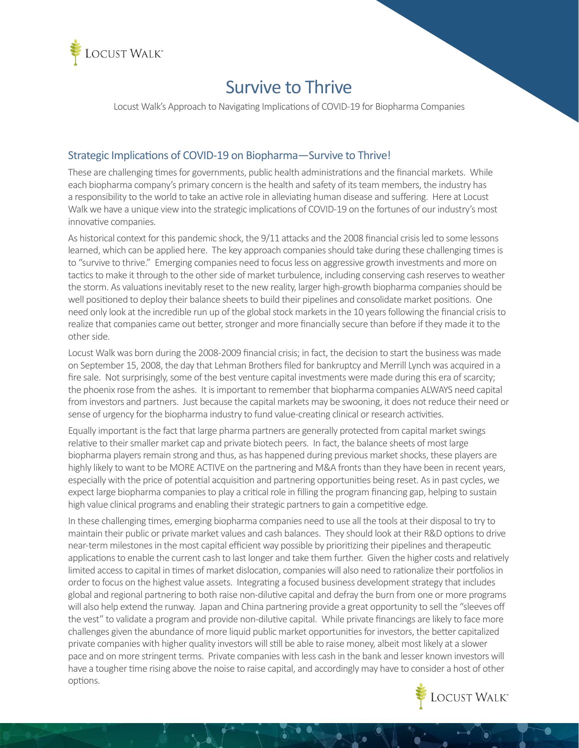# Survive to Thrive

Locust Walk's Approach to Navigating Implications of COVID-19 for Biopharma Companies

## Strategic Implications of COVID-19 on Biopharma—Survive to Thrive!

These are challenging times for governments, public health administrations and the financial markets. While each biopharma company's primary concern is the health and safety of its team members, the industry has a responsibility to the world to take an active role in alleviating human disease and suffering. Here at Locust Walk we have a unique view into the strategic implications of COVID-19 on the fortunes of our industry's most innovative companies.

As historical context for this pandemic shock, the 9/11 attacks and the 2008 financial crisis led to some lessons learned, which can be applied here. The key approach companies should take during these challenging times is to "survive to thrive." Emerging companies need to focus less on aggressive growth investments and more on tactics to make it through to the other side of market turbulence, including conserving cash reserves to weather the storm. As valuations inevitably reset to the new reality, larger high-growth biopharma companies should be well positioned to deploy their balance sheets to build their pipelines and consolidate market positions. One need only look at the incredible run up of the global stock markets in the 10 years following the financial crisis to realize that companies came out better, stronger and more financially secure than before if they made it to the other side.

Locust Walk was born during the 2008-2009 financial crisis; in fact, the decision to start the business was made on September 15, 2008, the day that Lehman Brothers filed for bankruptcy and Merrill Lynch was acquired in a fire sale. Not surprisingly, some of the best venture capital investments were made during this era of scarcity; the phoenix rose from the ashes. It is important to remember that biopharma companies ALWAYS need capital from investors and partners. Just because the capital markets may be swooning, it does not reduce their need or sense of urgency for the biopharma industry to fund value-creating clinical or research activities.

Equally important is the fact that large pharma partners are generally protected from capital market swings relative to their smaller market cap and private biotech peers. In fact, the balance sheets of most large biopharma players remain strong and thus, as has happened during previous market shocks, these players are highly likely to want to be MORE ACTIVE on the partnering and M&A fronts than they have been in recent years, especially with the price of potential acquisition and partnering opportunities being reset. As in past cycles, we expect large biopharma companies to play a critical role in filling the program financing gap, helping to sustain high value clinical programs and enabling their strategic partners to gain a competitive edge.

In these challenging times, emerging biopharma companies need to use all the tools at their disposal to try to maintain their public or private market values and cash balances. They should look at their R&D options to drive near-term milestones in the most capital efficient way possible by prioritizing their pipelines and therapeutic applications to enable the current cash to last longer and take them further. Given the higher costs and relatively limited access to capital in times of market dislocation, companies will also need to rationalize their portfolios in order to focus on the highest value assets. Integrating a focused business development strategy that includes global and regional partnering to both raise non-dilutive capital and defray the burn from one or more programs will also help extend the runway. Japan and China partnering provide a great opportunity to sell the "sleeves off the vest" to validate a program and provide non-dilutive capital. While private financings are likely to face more challenges given the abundance of more liquid public market opportunities for investors, the better capitalized private companies with higher quality investors will still be able to raise money, albeit most likely at a slower pace and on more stringent terms. Private companies with less cash in the bank and lesser known investors will have a tougher time rising above the noise to raise capital, and accordingly may have to consider a host of other options.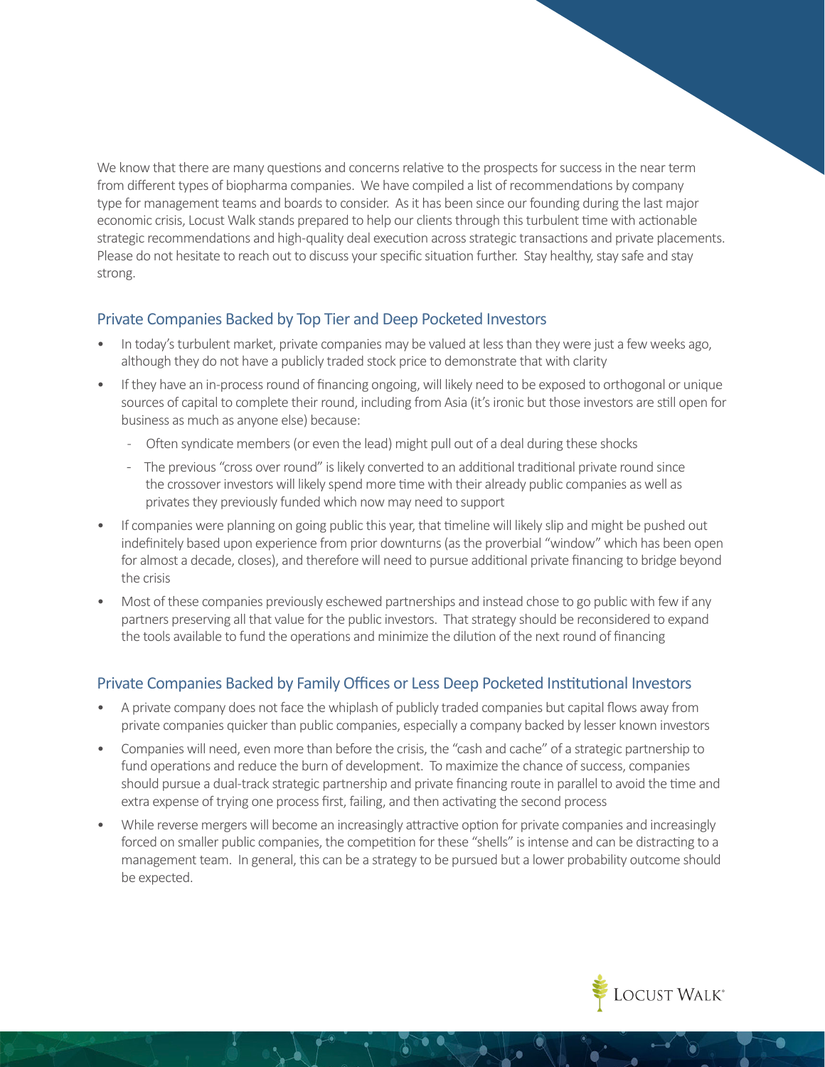We know that there are many questions and concerns relative to the prospects for success in the near term from different types of biopharma companies. We have compiled a list of recommendations by company type for management teams and boards to consider. As it has been since our founding during the last major economic crisis, Locust Walk stands prepared to help our clients through this turbulent time with actionable strategic recommendations and high-quality deal execution across strategic transactions and private placements. Please do not hesitate to reach out to discuss your specific situation further. Stay healthy, stay safe and stay strong.

## Private Companies Backed by Top Tier and Deep Pocketed Investors

- In today's turbulent market, private companies may be valued at less than they were just a few weeks ago, although they do not have a publicly traded stock price to demonstrate that with clarity
- If they have an in-process round of financing ongoing, will likely need to be exposed to orthogonal or unique sources of capital to complete their round, including from Asia (it's ironic but those investors are still open for business as much as anyone else) because:
  - Often syndicate members (or even the lead) might pull out of a deal during these shocks
  - The previous "cross over round" is likely converted to an additional traditional private round since the crossover investors will likely spend more time with their already public companies as well as privates they previously funded which now may need to support
- If companies were planning on going public this year, that timeline will likely slip and might be pushed out indefinitely based upon experience from prior downturns (as the proverbial "window" which has been open for almost a decade, closes), and therefore will need to pursue additional private financing to bridge beyond the crisis
- Most of these companies previously eschewed partnerships and instead chose to go public with few if any partners preserving all that value for the public investors. That strategy should be reconsidered to expand the tools available to fund the operations and minimize the dilution of the next round of financing

## Private Companies Backed by Family Offices or Less Deep Pocketed Institutional Investors

- A private company does not face the whiplash of publicly traded companies but capital flows away from private companies quicker than public companies, especially a company backed by lesser known investors
- Companies will need, even more than before the crisis, the "cash and cache" of a strategic partnership to fund operations and reduce the burn of development. To maximize the chance of success, companies should pursue a dual-track strategic partnership and private financing route in parallel to avoid the time and extra expense of trying one process first, failing, and then activating the second process
- While reverse mergers will become an increasingly attractive option for private companies and increasingly forced on smaller public companies, the competition for these "shells" is intense and can be distracting to a management team. In general, this can be a strategy to be pursued but a lower probability outcome should be expected.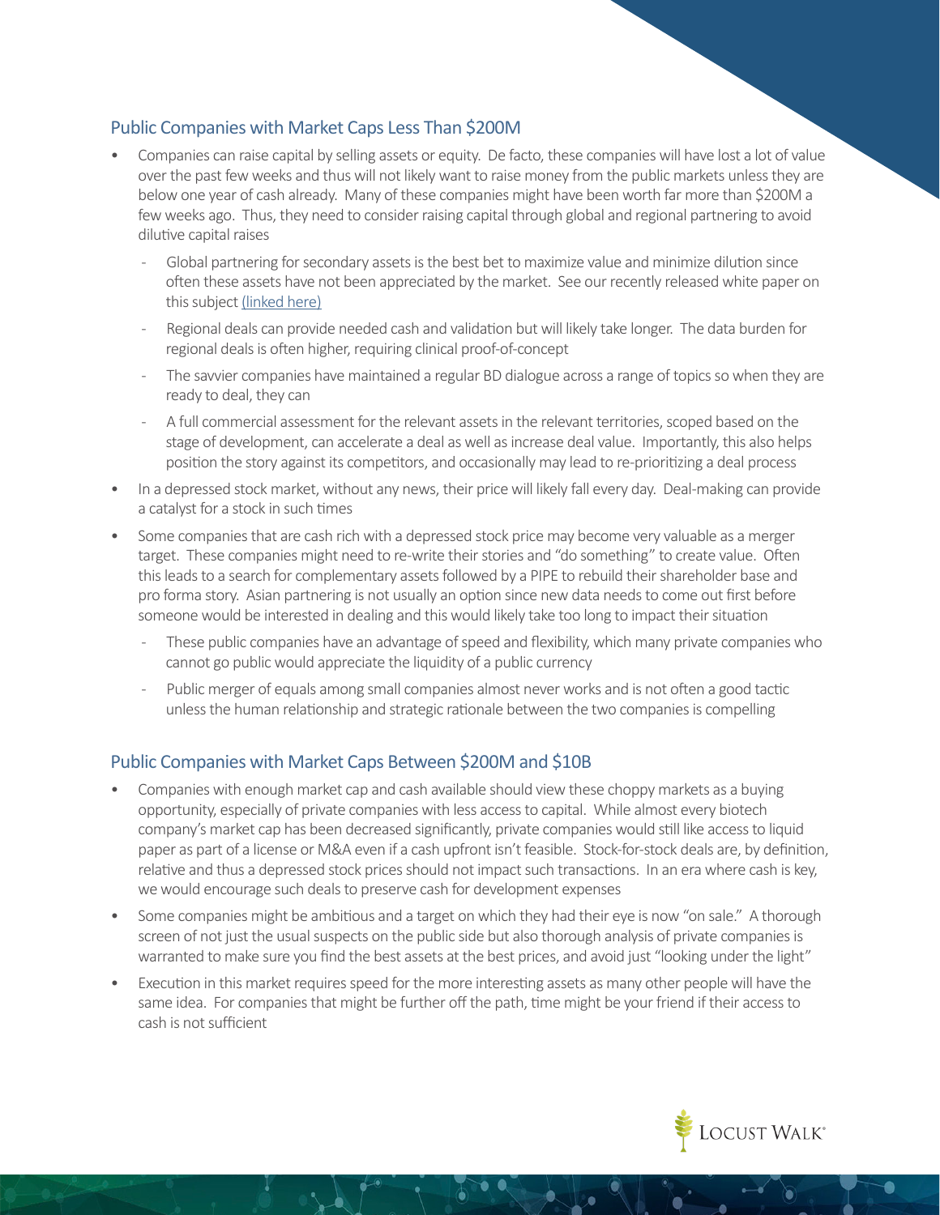## Public Companies with Market Caps Less Than $200M

- Companies can raise capital by selling assets or equity. De facto, these companies will have lost a lot of value over the past few weeks and thus will not likely want to raise money from the public markets unless they are below one year of cash already. Many of these companies might have been worth far more than $200M a few weeks ago. Thus, they need to consider raising capital through global and regional partnering to avoid dilutive capital raises
  - Global partnering for secondary assets is the best bet to maximize value and minimize dilution since often these assets have not been appreciated by the market. See our recently released white paper on this subject (linked here)
  - Regional deals can provide needed cash and validation but will likely take longer. The data burden for regional deals is often higher, requiring clinical proof-of-concept
  - The savvier companies have maintained a regular BD dialogue across a range of topics so when they are ready to deal, they can
  - A full commercial assessment for the relevant assets in the relevant territories, scoped based on the stage of development, can accelerate a deal as well as increase deal value. Importantly, this also helps position the story against its competitors, and occasionally may lead to re-prioritizing a deal process
- In a depressed stock market, without any news, their price will likely fall every day. Deal-making can provide a catalyst for a stock in such times
- Some companies that are cash rich with a depressed stock price may become very valuable as a merger target. These companies might need to re-write their stories and "do something" to create value. Often this leads to a search for complementary assets followed by a PIPE to rebuild their shareholder base and pro forma story. Asian partnering is not usually an option since new data needs to come out first before someone would be interested in dealing and this would likely take too long to impact their situation
  - These public companies have an advantage of speed and flexibility, which many private companies who cannot go public would appreciate the liquidity of a public currency
  - Public merger of equals among small companies almost never works and is not often a good tactic unless the human relationship and strategic rationale between the two companies is compelling

## Public Companies with Market Caps Between $200M and $10B

- Companies with enough market cap and cash available should view these choppy markets as a buying opportunity, especially of private companies with less access to capital. While almost every biotech company's market cap has been decreased significantly, private companies would still like access to liquid paper as part of a license or M&A even if a cash upfront isn't feasible. Stock-for-stock deals are, by definition, relative and thus a depressed stock prices should not impact such transactions. In an era where cash is key, we would encourage such deals to preserve cash for development expenses
- Some companies might be ambitious and a target on which they had their eye is now "on sale." A thorough screen of not just the usual suspects on the public side but also thorough analysis of private companies is warranted to make sure you find the best assets at the best prices, and avoid just "looking under the light"
- Execution in this market requires speed for the more interesting assets as many other people will have the same idea. For companies that might be further off the path, time might be your friend if their access to cash is not sufficient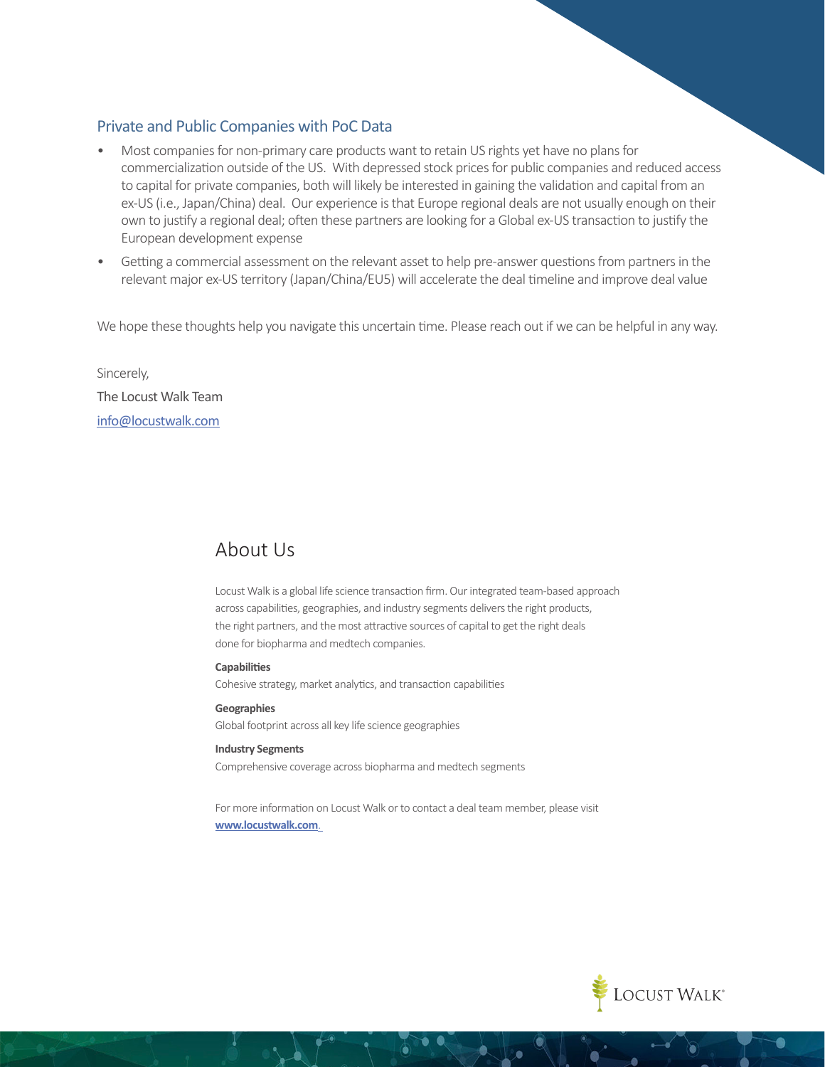### Private and Public Companies with PoC Data

- Most companies for non-primary care products want to retain US rights yet have no plans for commercialization outside of the US. With depressed stock prices for public companies and reduced access to capital for private companies, both will likely be interested in gaining the validation and capital from an ex-US (i.e., Japan/China) deal. Our experience is that Europe regional deals are not usually enough on their own to justify a regional deal; often these partners are looking for a Global ex-US transaction to justify the European development expense
- Getting a commercial assessment on the relevant asset to help pre-answer questions from partners in the relevant major ex-US territory (Japan/China/EU5) will accelerate the deal timeline and improve deal value

We hope these thoughts help you navigate this uncertain time. Please reach out if we can be helpful in any way.

Sincerely,

The Locust Walk Team

info@locustwalk.com

## About Us

Locust Walk is a global life science transaction firm. Our integrated team-based approach across capabilities, geographies, and industry segments delivers the right products, the right partners, and the most attractive sources of capital to get the right deals done for biopharma and medtech companies.

**Capabilities**
Cohesive strategy, market analytics, and transaction capabilities

**Geographies**
Global footprint across all key life science geographies

**Industry Segments**
Comprehensive coverage across biopharma and medtech segments

For more information on Locust Walk or to contact a deal team member, please visit **www.locustwalk.com**.

Locust Walk®